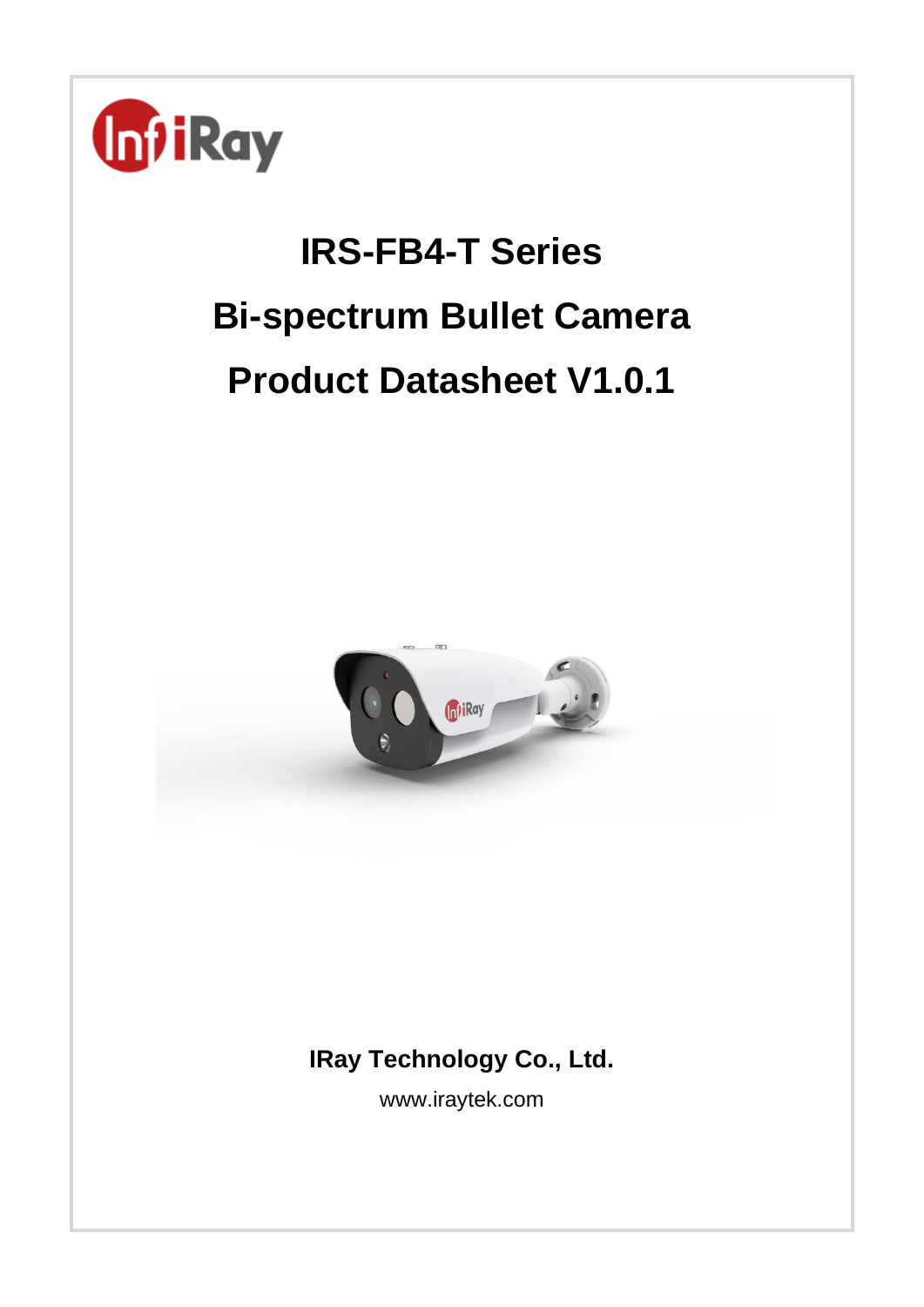# IRS-FB4-T Series

# Bi-spectrum Bullet Camera

# Product Datasheet V1.0.1

**IRay Technology Co., Ltd.**

www.iraytek.com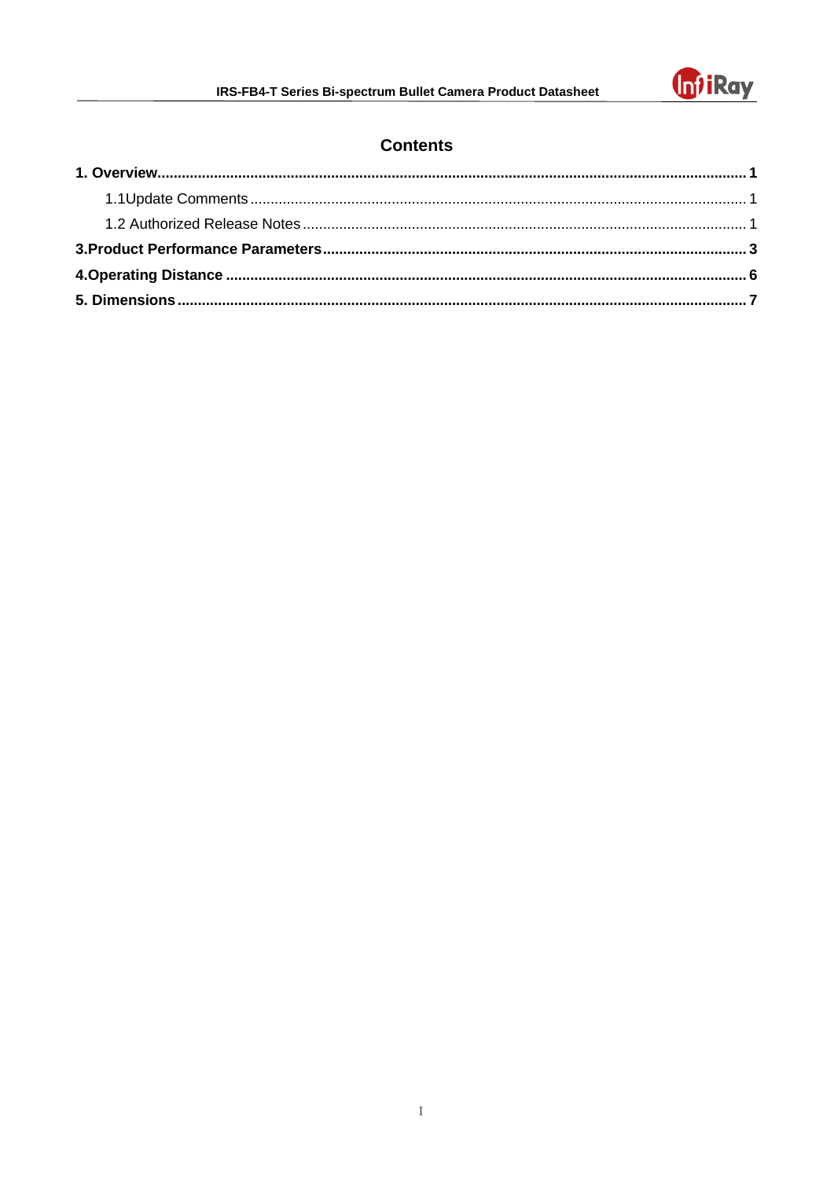# Contents

**1. Overview** .......... **1**

1.1Update Comments .......... 1

1.2 Authorized Release Notes .......... 1

**3.Product Performance Parameters** .......... **3**

**4.Operating Distance** .......... **6**

**5. Dimensions** .......... **7**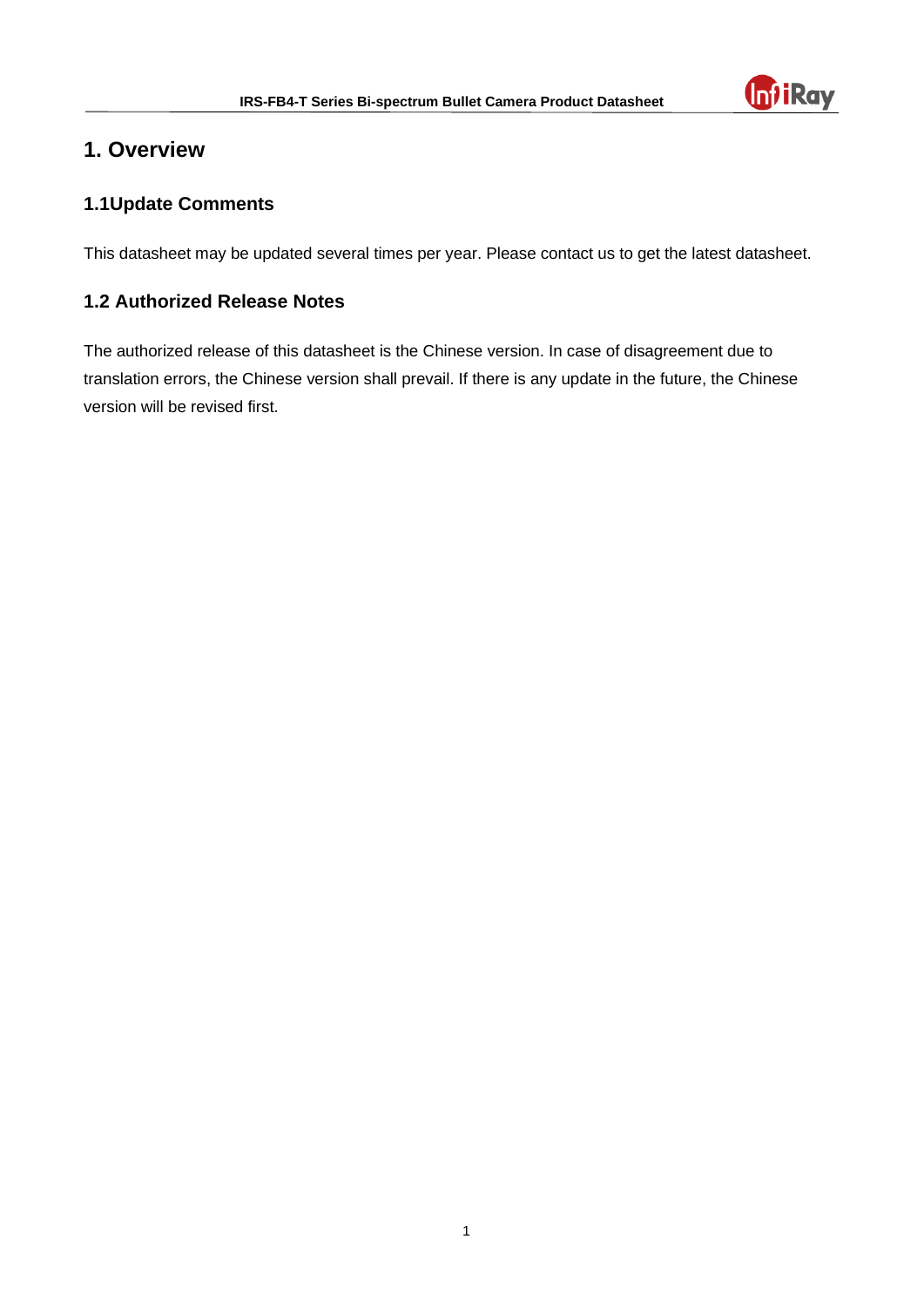# 1. Overview

## 1.1Update Comments

This datasheet may be updated several times per year. Please contact us to get the latest datasheet.

## 1.2 Authorized Release Notes

The authorized release of this datasheet is the Chinese version. In case of disagreement due to translation errors, the Chinese version shall prevail. If there is any update in the future, the Chinese version will be revised first.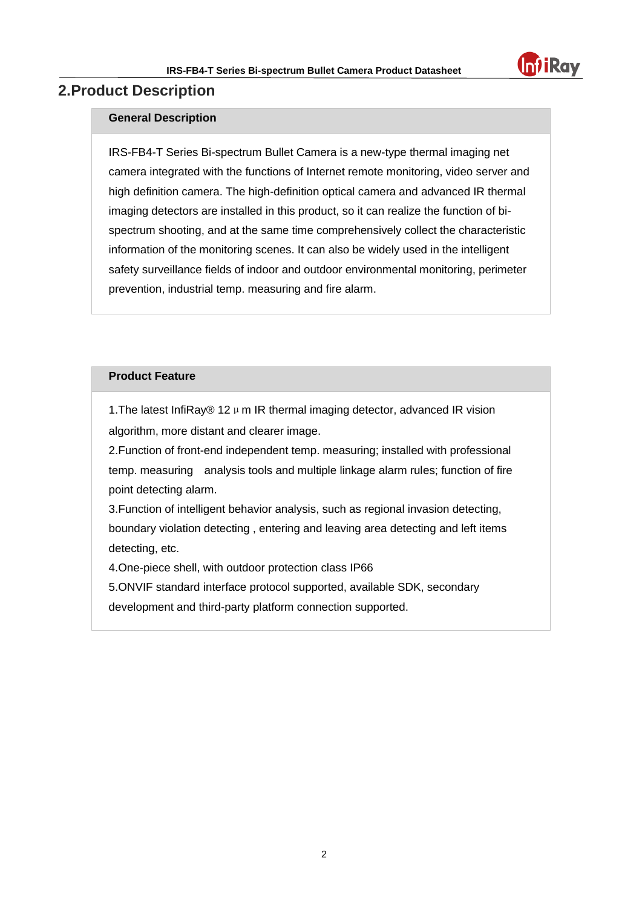## 2.Product Description

### General Description

IRS-FB4-T Series Bi-spectrum Bullet Camera is a new-type thermal imaging net camera integrated with the functions of Internet remote monitoring, video server and high definition camera. The high-definition optical camera and advanced IR thermal imaging detectors are installed in this product, so it can realize the function of bi-spectrum shooting, and at the same time comprehensively collect the characteristic information of the monitoring scenes. It can also be widely used in the intelligent safety surveillance fields of indoor and outdoor environmental monitoring, perimeter prevention, industrial temp. measuring and fire alarm.

### Product Feature

1.The latest InfiRay® 12μm IR thermal imaging detector, advanced IR vision algorithm, more distant and clearer image.

2.Function of front-end independent temp. measuring; installed with professional temp. measuring analysis tools and multiple linkage alarm rules; function of fire point detecting alarm.

3.Function of intelligent behavior analysis, such as regional invasion detecting, boundary violation detecting , entering and leaving area detecting and left items detecting, etc.

4.One-piece shell, with outdoor protection class IP66

5.ONVIF standard interface protocol supported, available SDK, secondary development and third-party platform connection supported.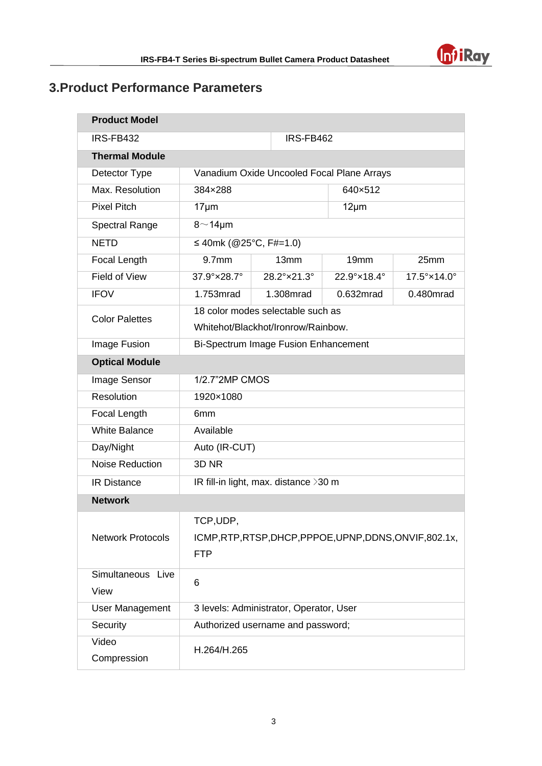## 3.Product Performance Parameters

| Product Model | | | | |
|---|---|---|---|---|
| IRS-FB432 | | IRS-FB462 | | |
| **Thermal Module** | | | | |
| Detector Type | Vanadium Oxide Uncooled Focal Plane Arrays | | | |
| Max. Resolution | 384×288 | | 640×512 | |
| Pixel Pitch | 17μm | | 12μm | |
| Spectral Range | 8～14μm | | | |
| NETD | ≤ 40mk (@25°C, F#=1.0) | | | |
| Focal Length | 9.7mm | 13mm | 19mm | 25mm |
| Field of View | 37.9°×28.7° | 28.2°×21.3° | 22.9°×18.4° | 17.5°×14.0° |
| IFOV | 1.753mrad | 1.308mrad | 0.632mrad | 0.480mrad |
| Color Palettes | 18 color modes selectable such as Whitehot/Blackhot/Ironrow/Rainbow. | | | |
| Image Fusion | Bi-Spectrum Image Fusion Enhancement | | | |
| **Optical Module** | | | | |
| Image Sensor | 1/2.7"2MP CMOS | | | |
| Resolution | 1920×1080 | | | |
| Focal Length | 6mm | | | |
| White Balance | Available | | | |
| Day/Night | Auto (IR-CUT) | | | |
| Noise Reduction | 3D NR | | | |
| IR Distance | IR fill-in light, max. distance ＞30 m | | | |
| **Network** | | | | |
| Network Protocols | TCP,UDP, ICMP,RTP,RTSP,DHCP,PPPOE,UPNP,DDNS,ONVIF,802.1x, FTP | | | |
| Simultaneous Live View | 6 | | | |
| User Management | 3 levels: Administrator, Operator, User | | | |
| Security | Authorized username and password; | | | |
| Video Compression | H.264/H.265 | | | |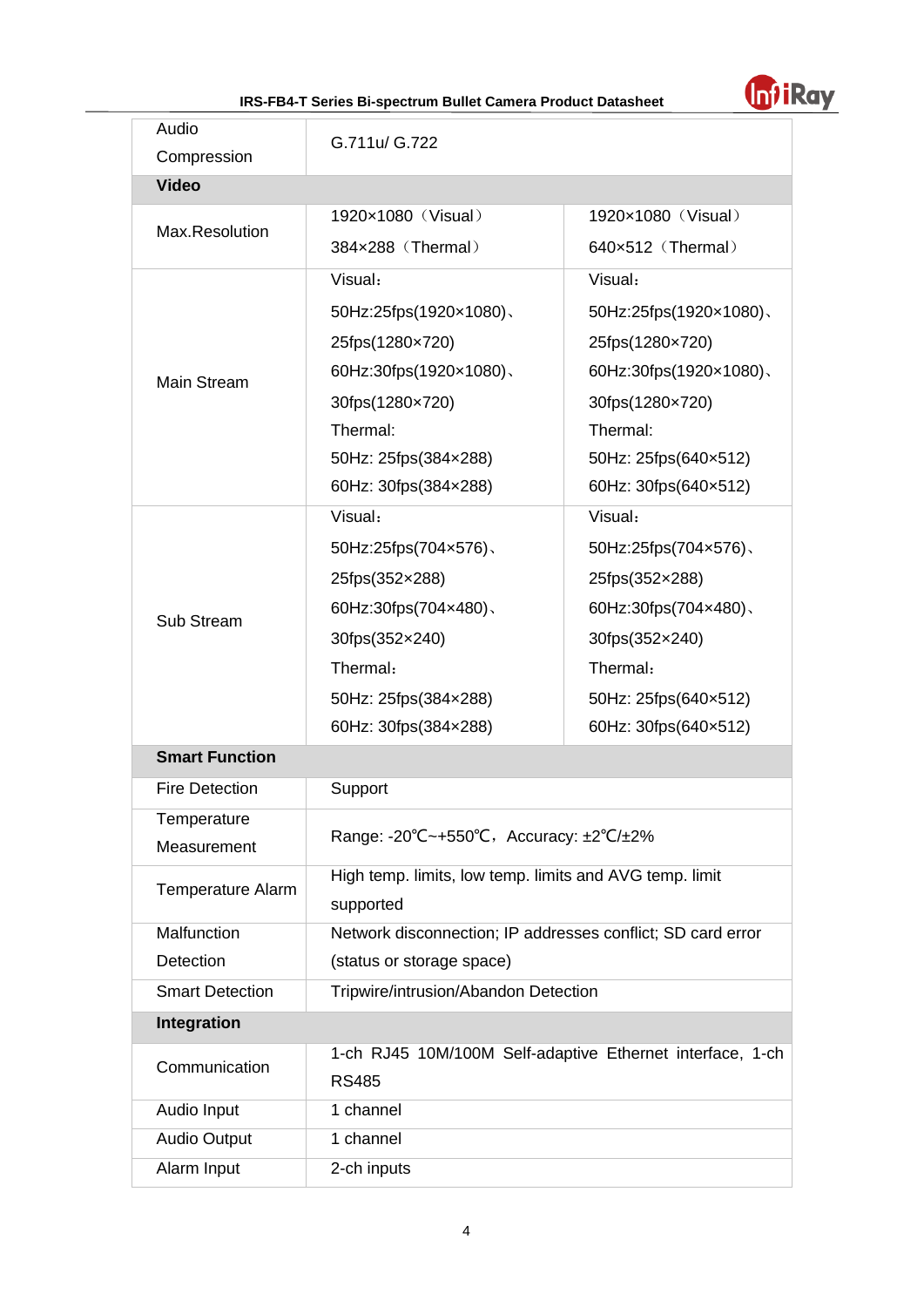| | | |
|---|---|---|
| Audio Compression | G.711u/ G.722 | |
| **Video** | | |
| Max.Resolution | 1920×1080（Visual）<br>384×288（Thermal） | 1920×1080（Visual）<br>640×512（Thermal） |
| Main Stream | Visual：<br>50Hz:25fps(1920×1080)、25fps(1280×720)<br>60Hz:30fps(1920×1080)、30fps(1280×720)<br>Thermal:<br>50Hz: 25fps(384×288)<br>60Hz: 30fps(384×288) | Visual：<br>50Hz:25fps(1920×1080)、25fps(1280×720)<br>60Hz:30fps(1920×1080)、30fps(1280×720)<br>Thermal:<br>50Hz: 25fps(640×512)<br>60Hz: 30fps(640×512) |
| Sub Stream | Visual：<br>50Hz:25fps(704×576)、25fps(352×288)<br>60Hz:30fps(704×480)、30fps(352×240)<br>Thermal：<br>50Hz: 25fps(384×288)<br>60Hz: 30fps(384×288) | Visual：<br>50Hz:25fps(704×576)、25fps(352×288)<br>60Hz:30fps(704×480)、30fps(352×240)<br>Thermal：<br>50Hz: 25fps(640×512)<br>60Hz: 30fps(640×512) |
| **Smart Function** | | |
| Fire Detection | Support | |
| Temperature Measurement | Range: -20℃~+550℃，Accuracy: ±2℃/±2% | |
| Temperature Alarm | High temp. limits, low temp. limits and AVG temp. limit supported | |
| Malfunction Detection | Network disconnection; IP addresses conflict; SD card error (status or storage space) | |
| Smart Detection | Tripwire/intrusion/Abandon Detection | |
| **Integration** | | |
| Communication | 1-ch RJ45 10M/100M Self-adaptive Ethernet interface, 1-ch RS485 | |
| Audio Input | 1 channel | |
| Audio Output | 1 channel | |
| Alarm Input | 2-ch inputs | |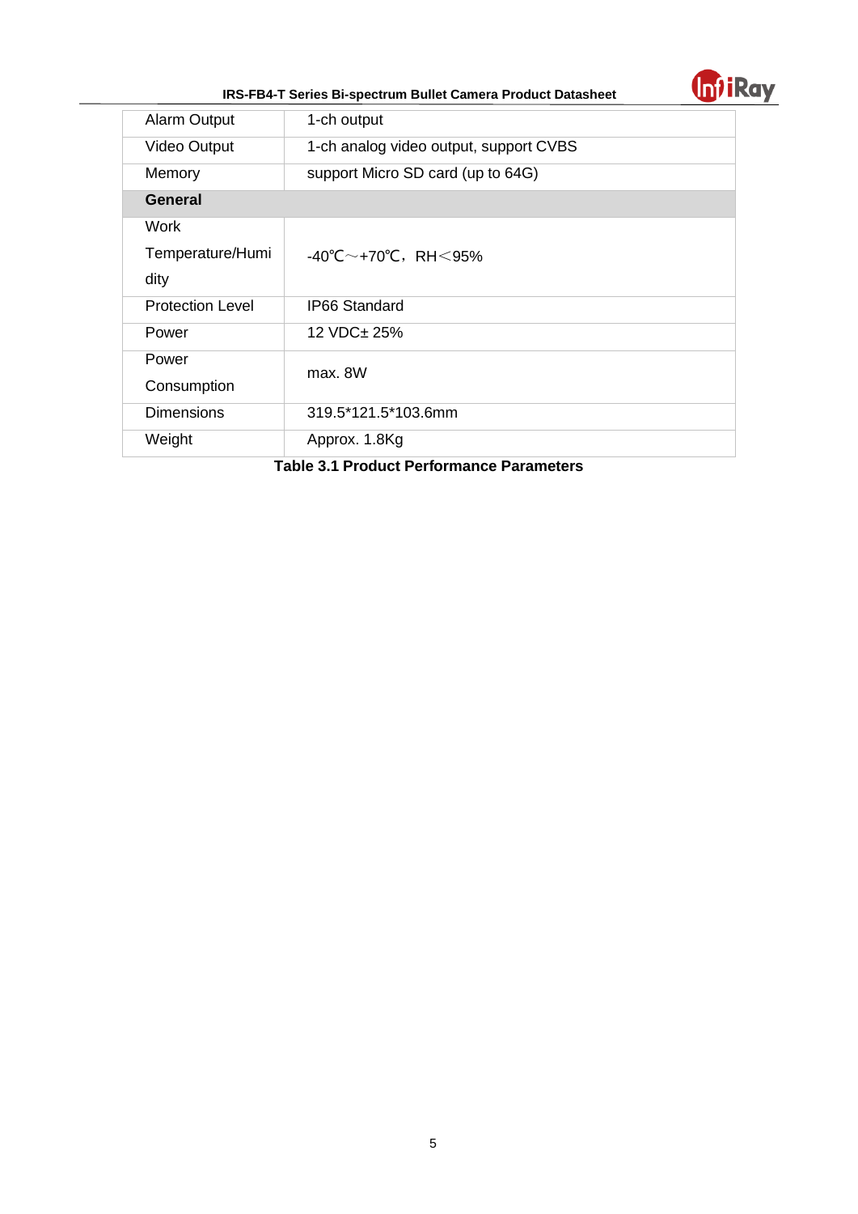| | |
|---|---|
| Alarm Output | 1-ch output |
| Video Output | 1-ch analog video output, support CVBS |
| Memory | support Micro SD card (up to 64G) |
| **General** | |
| Work Temperature/Humidity | -40℃～+70℃，RH＜95% |
| Protection Level | IP66 Standard |
| Power | 12 VDC± 25% |
| Power Consumption | max. 8W |
| Dimensions | 319.5*121.5*103.6mm |
| Weight | Approx. 1.8Kg |

**Table 3.1 Product Performance Parameters**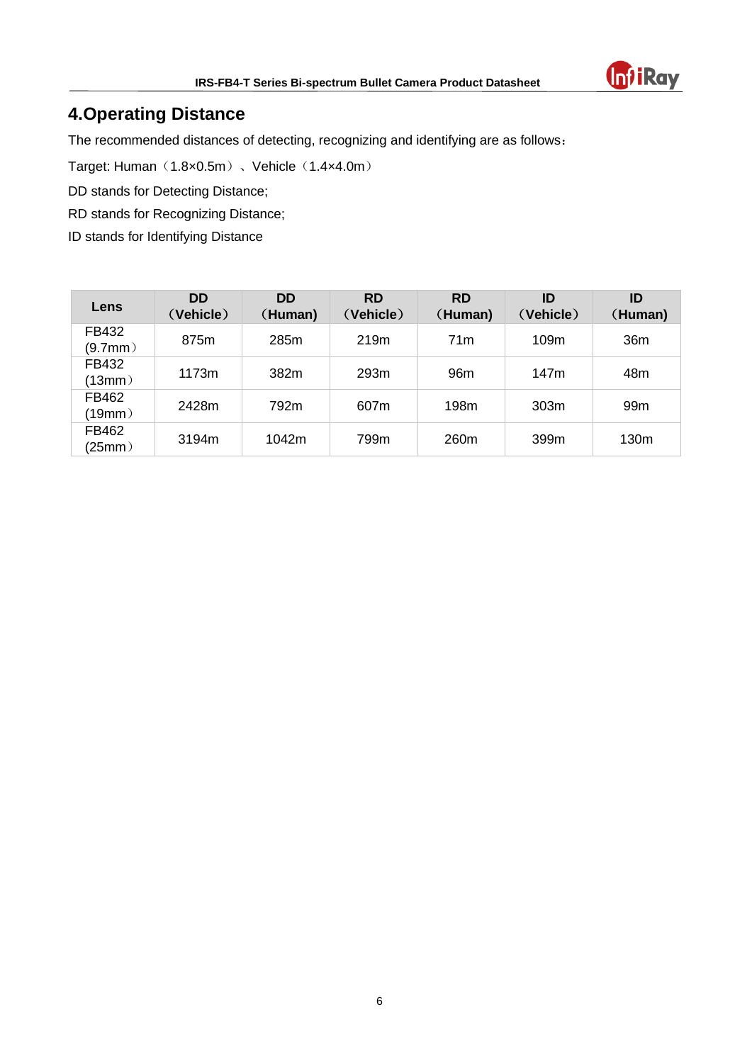## 4.Operating Distance

The recommended distances of detecting, recognizing and identifying are as follows：

Target: Human（1.8×0.5m）、Vehicle（1.4×4.0m）

DD stands for Detecting Distance;

RD stands for Recognizing Distance;

ID stands for Identifying Distance

| Lens | DD（Vehicle） | DD（Human) | RD（Vehicle） | RD（Human) | ID（Vehicle） | ID（Human) |
|---|---|---|---|---|---|---|
| FB432 (9.7mm） | 875m | 285m | 219m | 71m | 109m | 36m |
| FB432 (13mm） | 1173m | 382m | 293m | 96m | 147m | 48m |
| FB462 (19mm） | 2428m | 792m | 607m | 198m | 303m | 99m |
| FB462 (25mm） | 3194m | 1042m | 799m | 260m | 399m | 130m |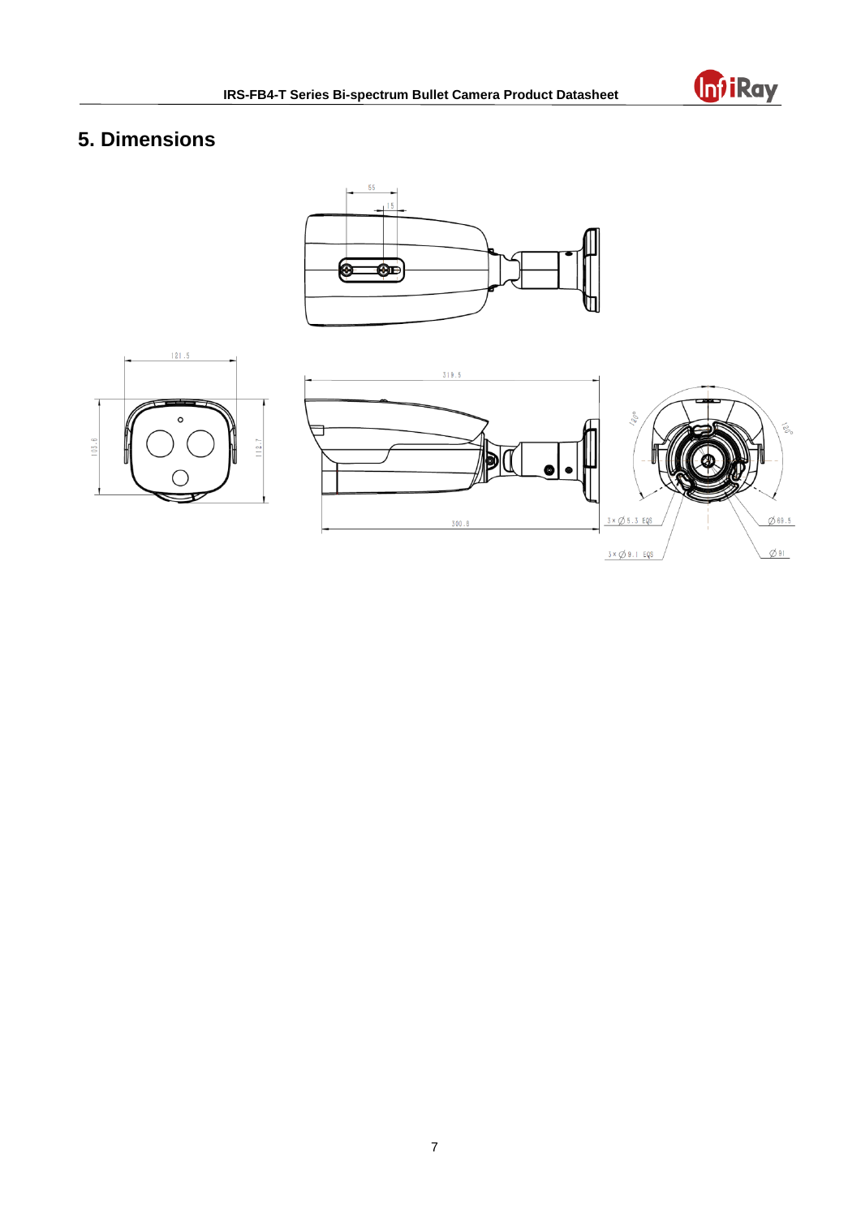## 5. Dimensions

55

15

121.5

103.6

112.7

319.5

300.8

120°

120°

3×Ø5.3 EQS

3×Ø9.1 EQS

Ø69.5

Ø81